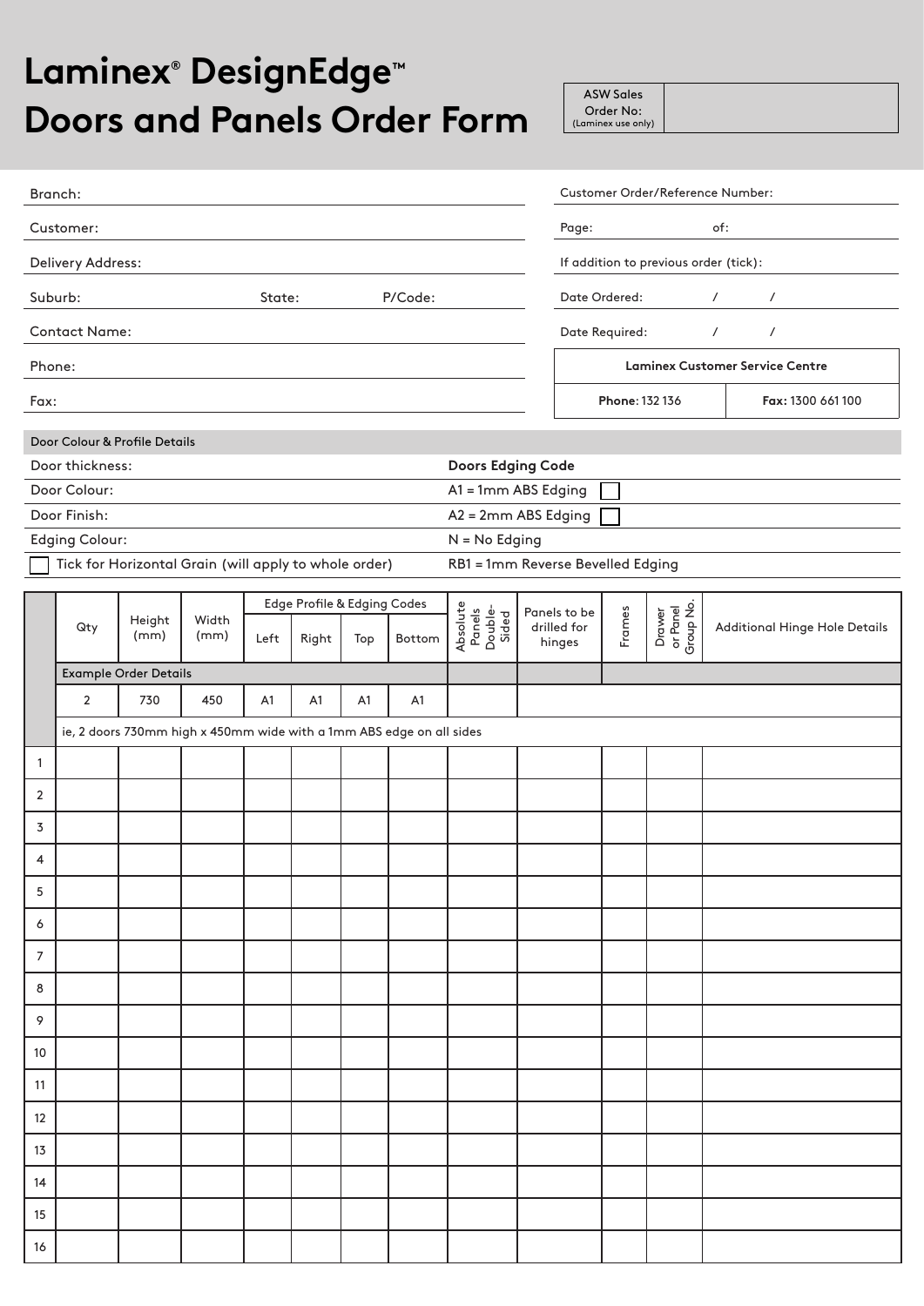# Laminex® DesignEdge™ Doors and Panels Order Form

| ASW Sales Order No: (Laminex use only) | |
|---|---|

Branch:

Customer:

Delivery Address:

Suburb: State: P/Code:

Contact Name:

Phone:

Fax:

Customer Order/Reference Number:

Page: of:

If addition to previous order (tick):

Date Ordered: / /

Date Required: / /

| Laminex Customer Service Centre | |
|---|---|
| **Phone**: 132 136 | **Fax:** 1300 661 100 |

Door Colour & Profile Details

| | |
|---|---|
| Door thickness: | **Doors Edging Code** |
| Door Colour: | A1 = 1mm ABS Edging ☐ |
| Door Finish: | A2 = 2mm ABS Edging ☐ |
| Edging Colour: | N = No Edging |
| ☐ Tick for Horizontal Grain (will apply to whole order) | RB1 = 1mm Reverse Bevelled Edging |

| | Qty | Height (mm) | Width (mm) | Edge Profile & Edging Codes | | | | Absolute Panels Double-Sided | Panels to be drilled for hinges | Frames | Drawer or Panel Group No. | Additional Hinge Hole Details |
|---|---|---|---|---|---|---|---|---|---|---|---|---|
| | | | | Left | Right | Top | Bottom | | | | | |
| | Example Order Details | | | | | | | | | | | |
| | 2 | 730 | 450 | A1 | A1 | A1 | A1 | | | | | |
| | ie, 2 doors 730mm high x 450mm wide with a 1mm ABS edge on all sides | | | | | | | | | | | |
| 1 | | | | | | | | | | | | |
| 2 | | | | | | | | | | | | |
| 3 | | | | | | | | | | | | |
| 4 | | | | | | | | | | | | |
| 5 | | | | | | | | | | | | |
| 6 | | | | | | | | | | | | |
| 7 | | | | | | | | | | | | |
| 8 | | | | | | | | | | | | |
| 9 | | | | | | | | | | | | |
| 10 | | | | | | | | | | | | |
| 11 | | | | | | | | | | | | |
| 12 | | | | | | | | | | | | |
| 13 | | | | | | | | | | | | |
| 14 | | | | | | | | | | | | |
| 15 | | | | | | | | | | | | |
| 16 | | | | | | | | | | | | |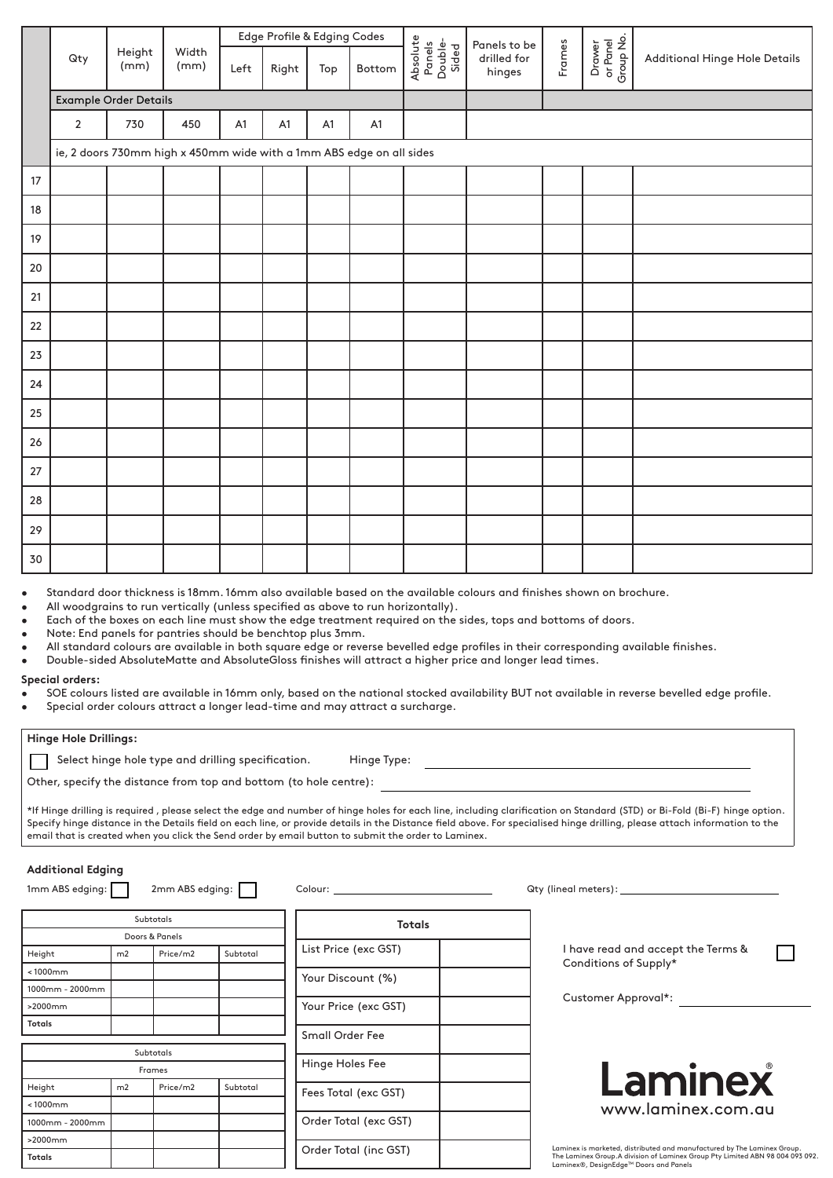| | Qty | Height (mm) | Width (mm) | Edge Profile & Edging Codes | | | | Absolute Panels Double-Sided | Panels to be drilled for hinges | Frames | Drawer or Panel Group No. | Additional Hinge Hole Details |
|---|---|---|---|---|---|---|---|---|---|---|---|---|
| | | | | Left | Right | Top | Bottom | | | | | |
| | Example Order Details | | | | | | | | | | | |
| | 2 | 730 | 450 | A1 | A1 | A1 | A1 | | | | | |
| | ie, 2 doors 730mm high x 450mm wide with a 1mm ABS edge on all sides | | | | | | | | | | | |
| 17 | | | | | | | | | | | | |
| 18 | | | | | | | | | | | | |
| 19 | | | | | | | | | | | | |
| 20 | | | | | | | | | | | | |
| 21 | | | | | | | | | | | | |
| 22 | | | | | | | | | | | | |
| 23 | | | | | | | | | | | | |
| 24 | | | | | | | | | | | | |
| 25 | | | | | | | | | | | | |
| 26 | | | | | | | | | | | | |
| 27 | | | | | | | | | | | | |
| 28 | | | | | | | | | | | | |
| 29 | | | | | | | | | | | | |
| 30 | | | | | | | | | | | | |

- Standard door thickness is 18mm. 16mm also available based on the available colours and finishes shown on brochure.
- All woodgrains to run vertically (unless specified as above to run horizontally).
- Each of the boxes on each line must show the edge treatment required on the sides, tops and bottoms of doors.
- Note: End panels for pantries should be benchtop plus 3mm.
- All standard colours are available in both square edge or reverse bevelled edge profiles in their corresponding available finishes.
- Double-sided AbsoluteMatte and AbsoluteGloss finishes will attract a higher price and longer lead times.

**Special orders:**

- SOE colours listed are available in 16mm only, based on the national stocked availability BUT not available in reverse bevelled edge profile.
- Special order colours attract a longer lead-time and may attract a surcharge.

**Hinge Hole Drillings:**

☐ Select hinge hole type and drilling specification. Hinge Type: ______________________

Other, specify the distance from top and bottom (to hole centre): ______________________

*If Hinge drilling is required , please select the edge and number of hinge holes for each line, including clarification on Standard (STD) or Bi-Fold (Bi-F) hinge option. Specify hinge distance in the Details field on each line, or provide details in the Distance field above. For specialised hinge drilling, please attach information to the email that is created when you click the Send order by email button to submit the order to Laminex.

**Additional Edging**

1mm ABS edging: ☐ 2mm ABS edging: ☐ Colour: ______________ Qty (lineal meters): ______________

| Subtotals | | | |
|---|---|---|---|
| Doors & Panels | | | |
| Height | m2 | Price/m2 | Subtotal |
| < 1000mm | | | |
| 1000mm - 2000mm | | | |
| >2000mm | | | |
| **Totals** | | | |

| Subtotals | | | |
|---|---|---|---|
| Frames | | | |
| Height | m2 | Price/m2 | Subtotal |
| < 1000mm | | | |
| 1000mm - 2000mm | | | |
| >2000mm | | | |
| **Totals** | | | |

| Totals | |
|---|---|
| List Price (exc GST) | |
| Your Discount (%) | |
| Your Price (exc GST) | |
| Small Order Fee | |
| Hinge Holes Fee | |
| Fees Total (exc GST) | |
| Order Total (exc GST) | |
| Order Total (inc GST) | |

I have read and accept the Terms & Conditions of Supply* ☐

Customer Approval*: ______________

Laminex®

www.laminex.com.au

Laminex is marketed, distributed and manufactured by The Laminex Group. The Laminex Group.A division of Laminex Group Pty Limited ABN 98 004 093 092. Laminex®, DesignEdge™ Doors and Panels